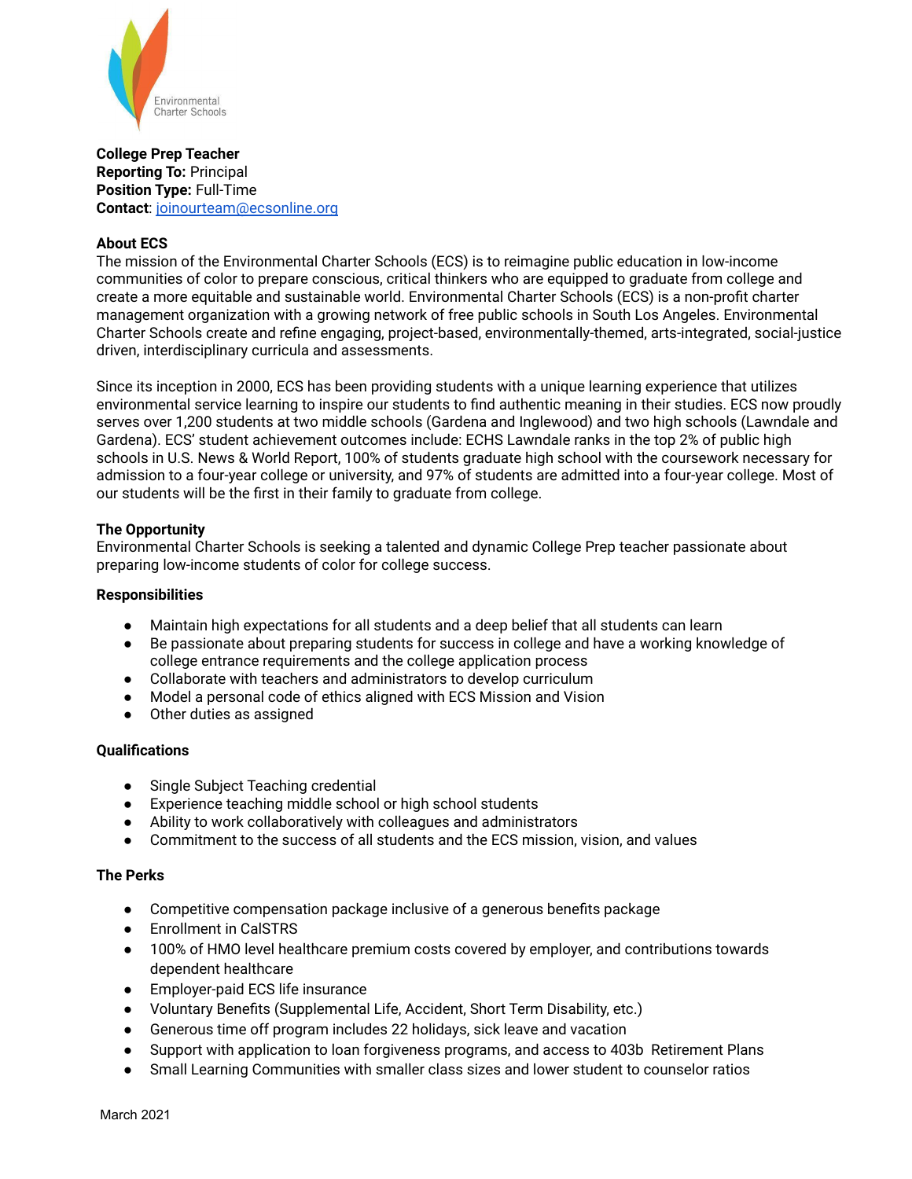Environmental Charter Schools

**College Prep Teacher**
**Reporting To:** Principal
**Position Type:** Full-Time
**Contact**: joinourteam@ecsonline.org

**About ECS**
The mission of the Environmental Charter Schools (ECS) is to reimagine public education in low-income communities of color to prepare conscious, critical thinkers who are equipped to graduate from college and create a more equitable and sustainable world. Environmental Charter Schools (ECS) is a non-profit charter management organization with a growing network of free public schools in South Los Angeles. Environmental Charter Schools create and refine engaging, project-based, environmentally-themed, arts-integrated, social-justice driven, interdisciplinary curricula and assessments.

Since its inception in 2000, ECS has been providing students with a unique learning experience that utilizes environmental service learning to inspire our students to find authentic meaning in their studies. ECS now proudly serves over 1,200 students at two middle schools (Gardena and Inglewood) and two high schools (Lawndale and Gardena). ECS' student achievement outcomes include: ECHS Lawndale ranks in the top 2% of public high schools in U.S. News & World Report, 100% of students graduate high school with the coursework necessary for admission to a four-year college or university, and 97% of students are admitted into a four-year college. Most of our students will be the first in their family to graduate from college.

**The Opportunity**
Environmental Charter Schools is seeking a talented and dynamic College Prep teacher passionate about preparing low-income students of color for college success.

**Responsibilities**

- Maintain high expectations for all students and a deep belief that all students can learn
- Be passionate about preparing students for success in college and have a working knowledge of college entrance requirements and the college application process
- Collaborate with teachers and administrators to develop curriculum
- Model a personal code of ethics aligned with ECS Mission and Vision
- Other duties as assigned

**Qualifications**

- Single Subject Teaching credential
- Experience teaching middle school or high school students
- Ability to work collaboratively with colleagues and administrators
- Commitment to the success of all students and the ECS mission, vision, and values

**The Perks**

- Competitive compensation package inclusive of a generous benefits package
- Enrollment in CalSTRS
- 100% of HMO level healthcare premium costs covered by employer, and contributions towards dependent healthcare
- Employer-paid ECS life insurance
- Voluntary Benefits (Supplemental Life, Accident, Short Term Disability, etc.)
- Generous time off program includes 22 holidays, sick leave and vacation
- Support with application to loan forgiveness programs, and access to 403b Retirement Plans
- Small Learning Communities with smaller class sizes and lower student to counselor ratios

March 2021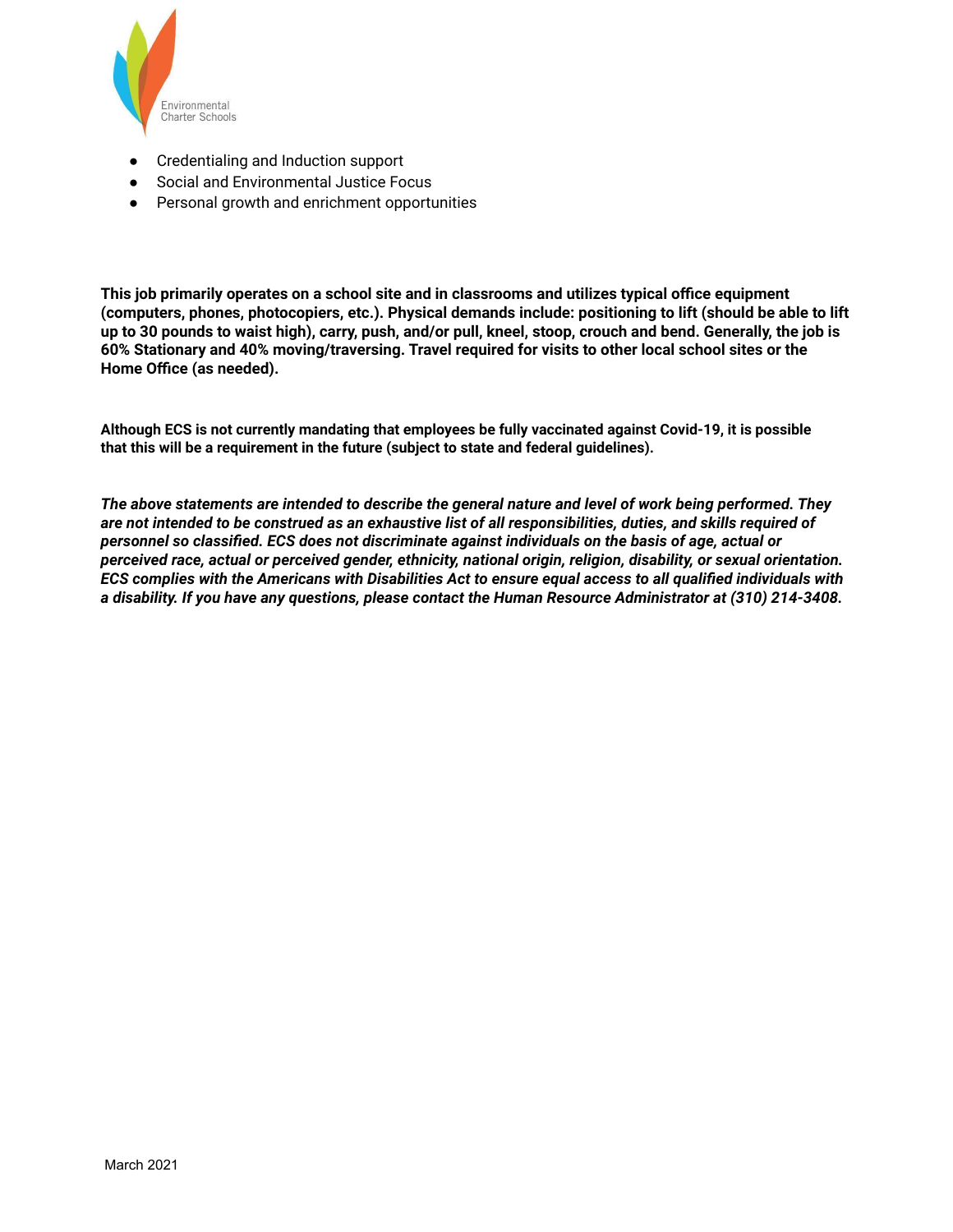- Credentialing and Induction support
- Social and Environmental Justice Focus
- Personal growth and enrichment opportunities

**This job primarily operates on a school site and in classrooms and utilizes typical office equipment (computers, phones, photocopiers, etc.). Physical demands include: positioning to lift (should be able to lift up to 30 pounds to waist high), carry, push, and/or pull, kneel, stoop, crouch and bend. Generally, the job is 60% Stationary and 40% moving/traversing. Travel required for visits to other local school sites or the Home Office (as needed).**

**Although ECS is not currently mandating that employees be fully vaccinated against Covid-19, it is possible that this will be a requirement in the future (subject to state and federal guidelines).**

***The above statements are intended to describe the general nature and level of work being performed. They are not intended to be construed as an exhaustive list of all responsibilities, duties, and skills required of personnel so classified. ECS does not discriminate against individuals on the basis of age, actual or perceived race, actual or perceived gender, ethnicity, national origin, religion, disability, or sexual orientation. ECS complies with the Americans with Disabilities Act to ensure equal access to all qualified individuals with a disability. If you have any questions, please contact the Human Resource Administrator at (310) 214-3408.***

March 2021